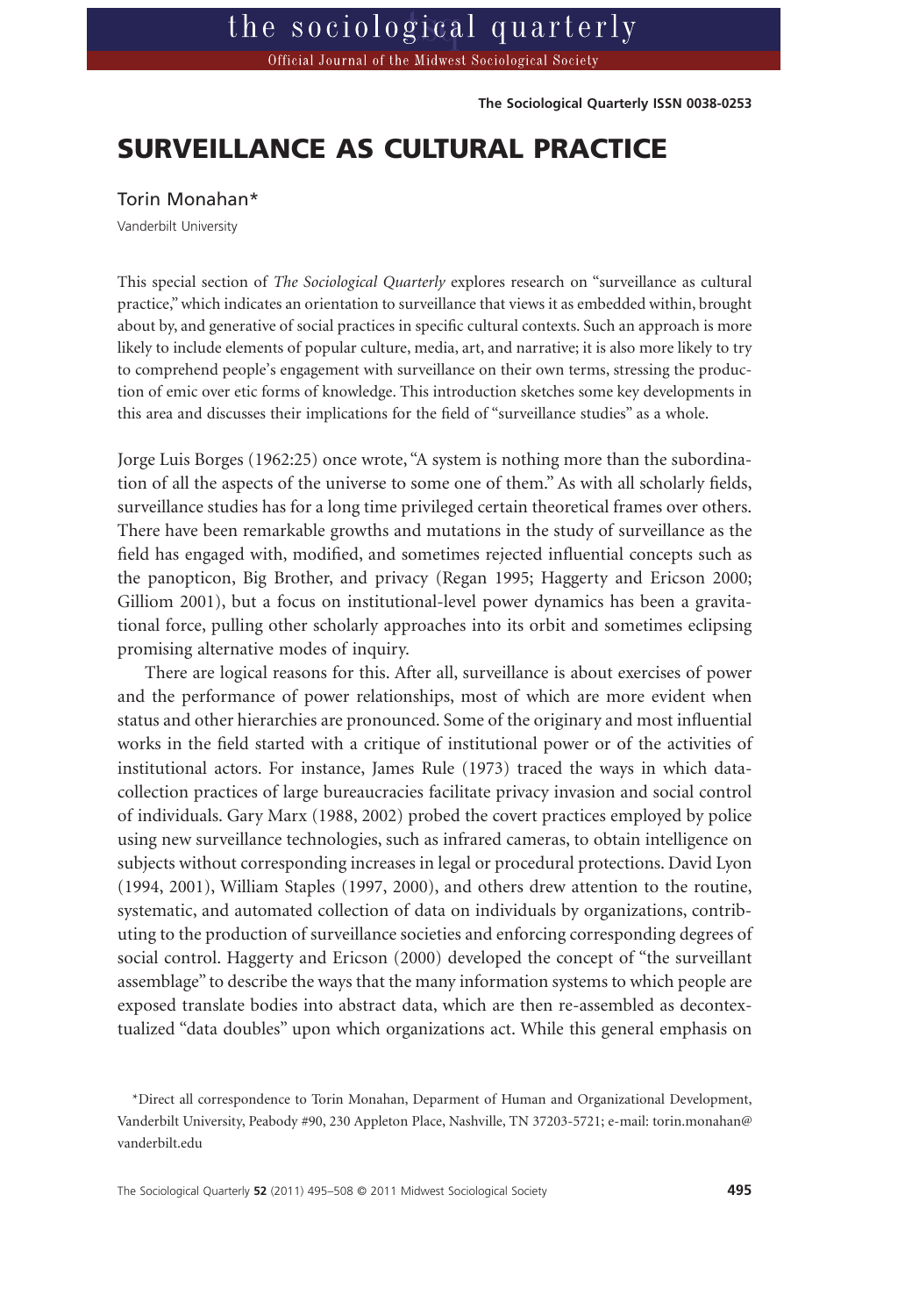# SURVEILLANCE AS CULTURAL PRACTICE

Torin Monahan*

Vanderbilt University

This special section of *The Sociological Quarterly* explores research on "surveillance as cultural practice," which indicates an orientation to surveillance that views it as embedded within, brought about by, and generative of social practices in specific cultural contexts. Such an approach is more likely to include elements of popular culture, media, art, and narrative; it is also more likely to try to comprehend people's engagement with surveillance on their own terms, stressing the production of emic over etic forms of knowledge. This introduction sketches some key developments in this area and discusses their implications for the field of "surveillance studies" as a whole.

Jorge Luis Borges (1962:25) once wrote, "A system is nothing more than the subordination of all the aspects of the universe to some one of them." As with all scholarly fields, surveillance studies has for a long time privileged certain theoretical frames over others. There have been remarkable growths and mutations in the study of surveillance as the field has engaged with, modified, and sometimes rejected influential concepts such as the panopticon, Big Brother, and privacy (Regan 1995; Haggerty and Ericson 2000; Gilliom 2001), but a focus on institutional-level power dynamics has been a gravitational force, pulling other scholarly approaches into its orbit and sometimes eclipsing promising alternative modes of inquiry.

There are logical reasons for this. After all, surveillance is about exercises of power and the performance of power relationships, most of which are more evident when status and other hierarchies are pronounced. Some of the originary and most influential works in the field started with a critique of institutional power or of the activities of institutional actors. For instance, James Rule (1973) traced the ways in which data-collection practices of large bureaucracies facilitate privacy invasion and social control of individuals. Gary Marx (1988, 2002) probed the covert practices employed by police using new surveillance technologies, such as infrared cameras, to obtain intelligence on subjects without corresponding increases in legal or procedural protections. David Lyon (1994, 2001), William Staples (1997, 2000), and others drew attention to the routine, systematic, and automated collection of data on individuals by organizations, contributing to the production of surveillance societies and enforcing corresponding degrees of social control. Haggerty and Ericson (2000) developed the concept of "the surveillant assemblage" to describe the ways that the many information systems to which people are exposed translate bodies into abstract data, which are then re-assembled as decontextualized "data doubles" upon which organizations act. While this general emphasis on

*Direct all correspondence to Torin Monahan, Deparment of Human and Organizational Development, Vanderbilt University, Peabody #90, 230 Appleton Place, Nashville, TN 37203-5721; e-mail: torin.monahan@vanderbilt.edu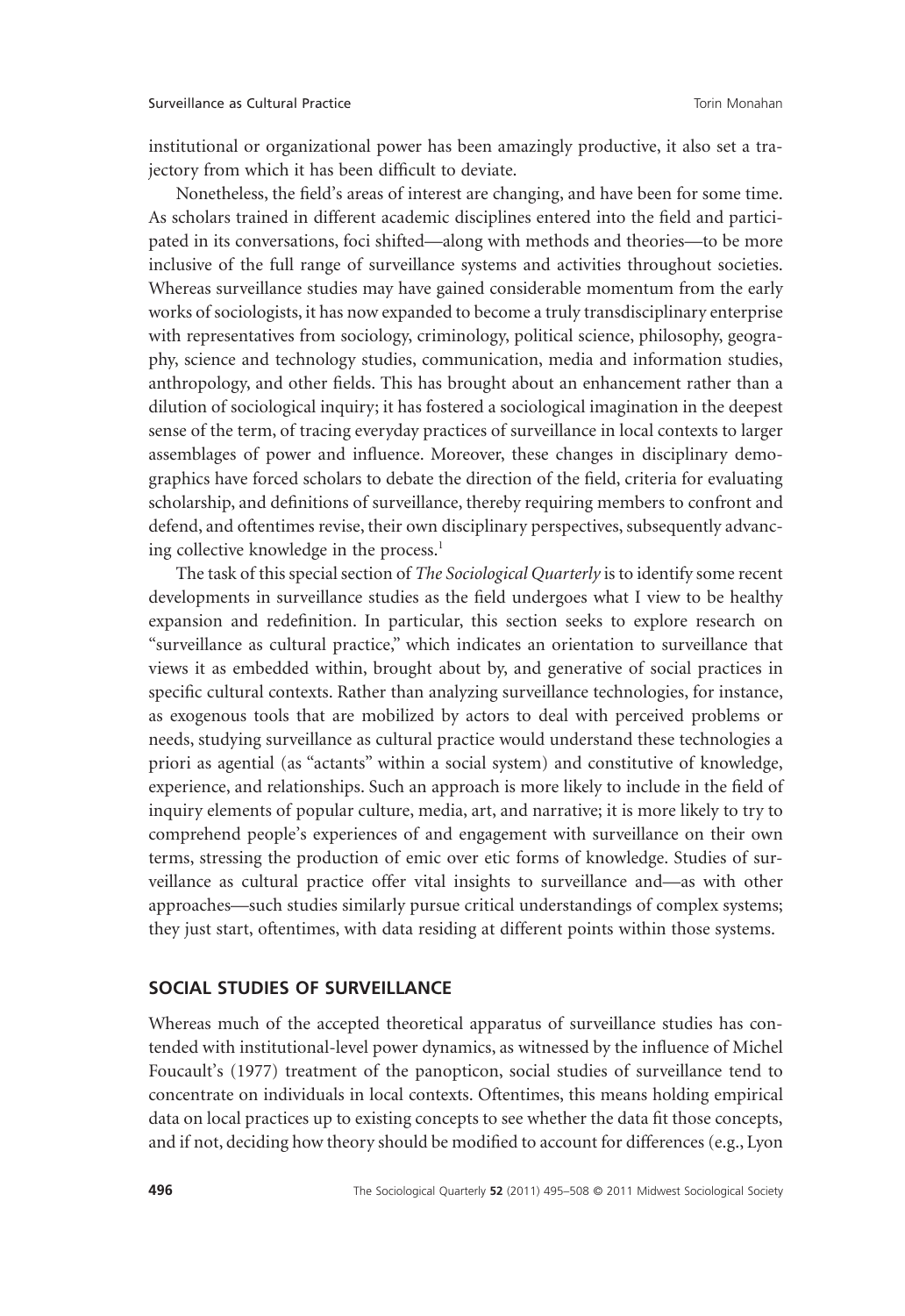institutional or organizational power has been amazingly productive, it also set a trajectory from which it has been difficult to deviate.

Nonetheless, the field's areas of interest are changing, and have been for some time. As scholars trained in different academic disciplines entered into the field and participated in its conversations, foci shifted—along with methods and theories—to be more inclusive of the full range of surveillance systems and activities throughout societies. Whereas surveillance studies may have gained considerable momentum from the early works of sociologists, it has now expanded to become a truly transdisciplinary enterprise with representatives from sociology, criminology, political science, philosophy, geography, science and technology studies, communication, media and information studies, anthropology, and other fields. This has brought about an enhancement rather than a dilution of sociological inquiry; it has fostered a sociological imagination in the deepest sense of the term, of tracing everyday practices of surveillance in local contexts to larger assemblages of power and influence. Moreover, these changes in disciplinary demographics have forced scholars to debate the direction of the field, criteria for evaluating scholarship, and definitions of surveillance, thereby requiring members to confront and defend, and oftentimes revise, their own disciplinary perspectives, subsequently advancing collective knowledge in the process.[1]

The task of this special section of *The Sociological Quarterly* is to identify some recent developments in surveillance studies as the field undergoes what I view to be healthy expansion and redefinition. In particular, this section seeks to explore research on "surveillance as cultural practice," which indicates an orientation to surveillance that views it as embedded within, brought about by, and generative of social practices in specific cultural contexts. Rather than analyzing surveillance technologies, for instance, as exogenous tools that are mobilized by actors to deal with perceived problems or needs, studying surveillance as cultural practice would understand these technologies a priori as agential (as "actants" within a social system) and constitutive of knowledge, experience, and relationships. Such an approach is more likely to include in the field of inquiry elements of popular culture, media, art, and narrative; it is more likely to try to comprehend people's experiences of and engagement with surveillance on their own terms, stressing the production of emic over etic forms of knowledge. Studies of surveillance as cultural practice offer vital insights to surveillance and—as with other approaches—such studies similarly pursue critical understandings of complex systems; they just start, oftentimes, with data residing at different points within those systems.

## SOCIAL STUDIES OF SURVEILLANCE

Whereas much of the accepted theoretical apparatus of surveillance studies has contended with institutional-level power dynamics, as witnessed by the influence of Michel Foucault's (1977) treatment of the panopticon, social studies of surveillance tend to concentrate on individuals in local contexts. Oftentimes, this means holding empirical data on local practices up to existing concepts to see whether the data fit those concepts, and if not, deciding how theory should be modified to account for differences (e.g., Lyon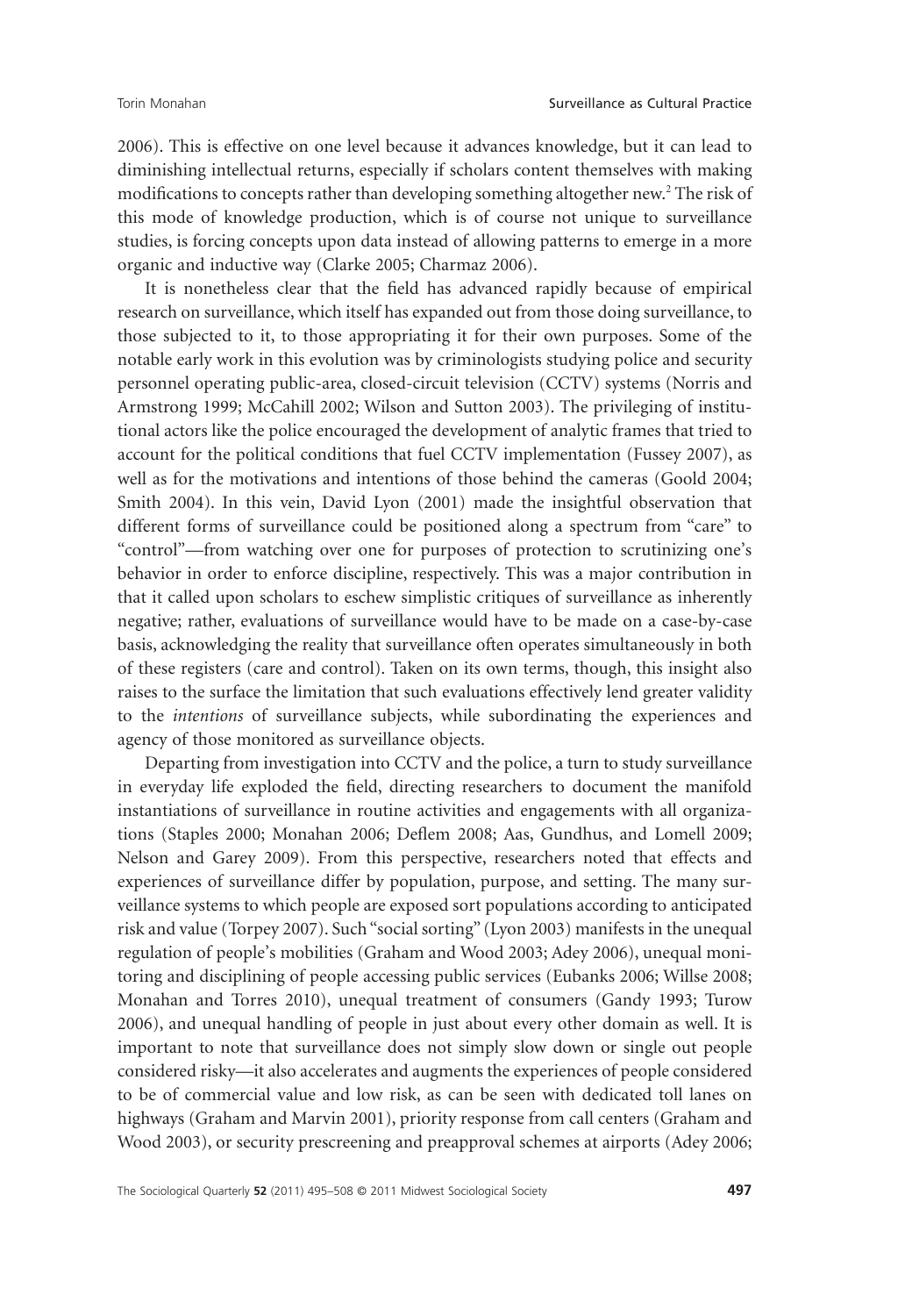2006). This is effective on one level because it advances knowledge, but it can lead to diminishing intellectual returns, especially if scholars content themselves with making modifications to concepts rather than developing something altogether new.[2] The risk of this mode of knowledge production, which is of course not unique to surveillance studies, is forcing concepts upon data instead of allowing patterns to emerge in a more organic and inductive way (Clarke 2005; Charmaz 2006).

It is nonetheless clear that the field has advanced rapidly because of empirical research on surveillance, which itself has expanded out from those doing surveillance, to those subjected to it, to those appropriating it for their own purposes. Some of the notable early work in this evolution was by criminologists studying police and security personnel operating public-area, closed-circuit television (CCTV) systems (Norris and Armstrong 1999; McCahill 2002; Wilson and Sutton 2003). The privileging of institutional actors like the police encouraged the development of analytic frames that tried to account for the political conditions that fuel CCTV implementation (Fussey 2007), as well as for the motivations and intentions of those behind the cameras (Goold 2004; Smith 2004). In this vein, David Lyon (2001) made the insightful observation that different forms of surveillance could be positioned along a spectrum from "care" to "control"—from watching over one for purposes of protection to scrutinizing one's behavior in order to enforce discipline, respectively. This was a major contribution in that it called upon scholars to eschew simplistic critiques of surveillance as inherently negative; rather, evaluations of surveillance would have to be made on a case-by-case basis, acknowledging the reality that surveillance often operates simultaneously in both of these registers (care and control). Taken on its own terms, though, this insight also raises to the surface the limitation that such evaluations effectively lend greater validity to the *intentions* of surveillance subjects, while subordinating the experiences and agency of those monitored as surveillance objects.

Departing from investigation into CCTV and the police, a turn to study surveillance in everyday life exploded the field, directing researchers to document the manifold instantiations of surveillance in routine activities and engagements with all organizations (Staples 2000; Monahan 2006; Deflem 2008; Aas, Gundhus, and Lomell 2009; Nelson and Garey 2009). From this perspective, researchers noted that effects and experiences of surveillance differ by population, purpose, and setting. The many surveillance systems to which people are exposed sort populations according to anticipated risk and value (Torpey 2007). Such "social sorting" (Lyon 2003) manifests in the unequal regulation of people's mobilities (Graham and Wood 2003; Adey 2006), unequal monitoring and disciplining of people accessing public services (Eubanks 2006; Willse 2008; Monahan and Torres 2010), unequal treatment of consumers (Gandy 1993; Turow 2006), and unequal handling of people in just about every other domain as well. It is important to note that surveillance does not simply slow down or single out people considered risky—it also accelerates and augments the experiences of people considered to be of commercial value and low risk, as can be seen with dedicated toll lanes on highways (Graham and Marvin 2001), priority response from call centers (Graham and Wood 2003), or security prescreening and preapproval schemes at airports (Adey 2006;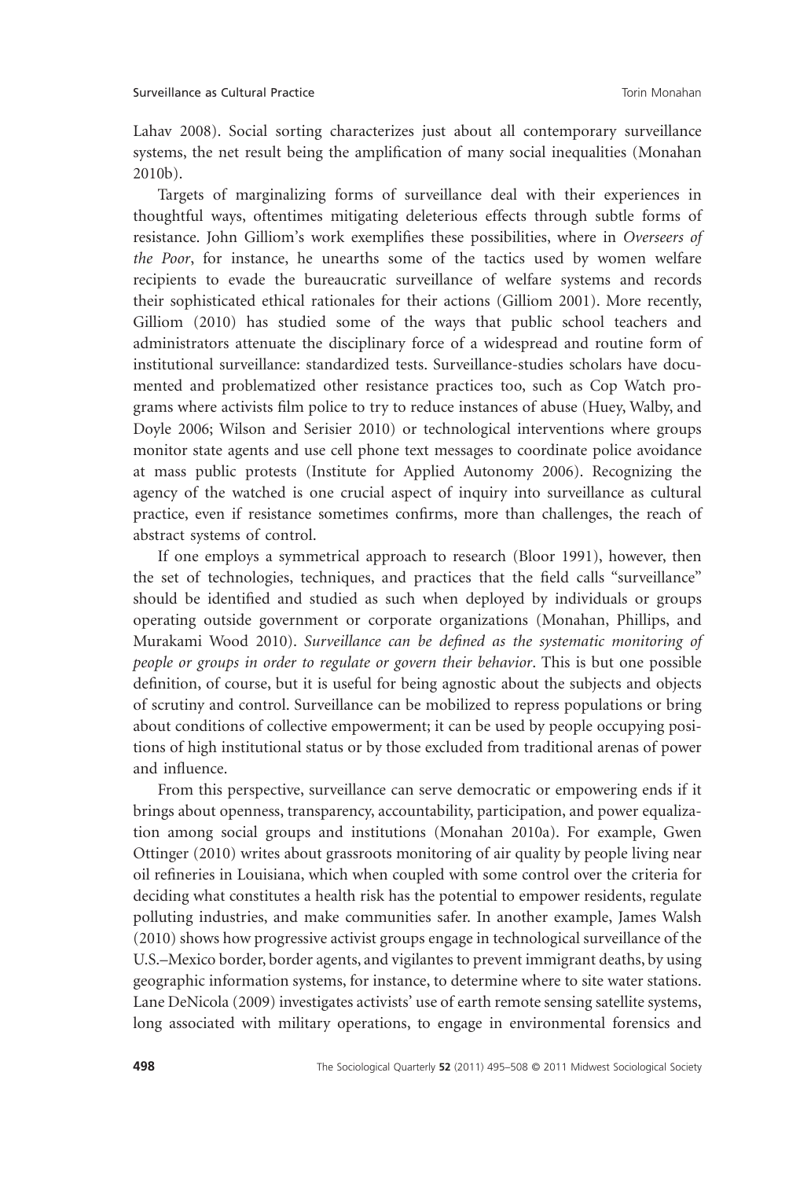Lahav 2008). Social sorting characterizes just about all contemporary surveillance systems, the net result being the amplification of many social inequalities (Monahan 2010b).

Targets of marginalizing forms of surveillance deal with their experiences in thoughtful ways, oftentimes mitigating deleterious effects through subtle forms of resistance. John Gilliom's work exemplifies these possibilities, where in *Overseers of the Poor*, for instance, he unearths some of the tactics used by women welfare recipients to evade the bureaucratic surveillance of welfare systems and records their sophisticated ethical rationales for their actions (Gilliom 2001). More recently, Gilliom (2010) has studied some of the ways that public school teachers and administrators attenuate the disciplinary force of a widespread and routine form of institutional surveillance: standardized tests. Surveillance-studies scholars have documented and problematized other resistance practices too, such as Cop Watch programs where activists film police to try to reduce instances of abuse (Huey, Walby, and Doyle 2006; Wilson and Serisier 2010) or technological interventions where groups monitor state agents and use cell phone text messages to coordinate police avoidance at mass public protests (Institute for Applied Autonomy 2006). Recognizing the agency of the watched is one crucial aspect of inquiry into surveillance as cultural practice, even if resistance sometimes confirms, more than challenges, the reach of abstract systems of control.

If one employs a symmetrical approach to research (Bloor 1991), however, then the set of technologies, techniques, and practices that the field calls "surveillance" should be identified and studied as such when deployed by individuals or groups operating outside government or corporate organizations (Monahan, Phillips, and Murakami Wood 2010). *Surveillance can be defined as the systematic monitoring of people or groups in order to regulate or govern their behavior*. This is but one possible definition, of course, but it is useful for being agnostic about the subjects and objects of scrutiny and control. Surveillance can be mobilized to repress populations or bring about conditions of collective empowerment; it can be used by people occupying positions of high institutional status or by those excluded from traditional arenas of power and influence.

From this perspective, surveillance can serve democratic or empowering ends if it brings about openness, transparency, accountability, participation, and power equalization among social groups and institutions (Monahan 2010a). For example, Gwen Ottinger (2010) writes about grassroots monitoring of air quality by people living near oil refineries in Louisiana, which when coupled with some control over the criteria for deciding what constitutes a health risk has the potential to empower residents, regulate polluting industries, and make communities safer. In another example, James Walsh (2010) shows how progressive activist groups engage in technological surveillance of the U.S.–Mexico border, border agents, and vigilantes to prevent immigrant deaths, by using geographic information systems, for instance, to determine where to site water stations. Lane DeNicola (2009) investigates activists' use of earth remote sensing satellite systems, long associated with military operations, to engage in environmental forensics and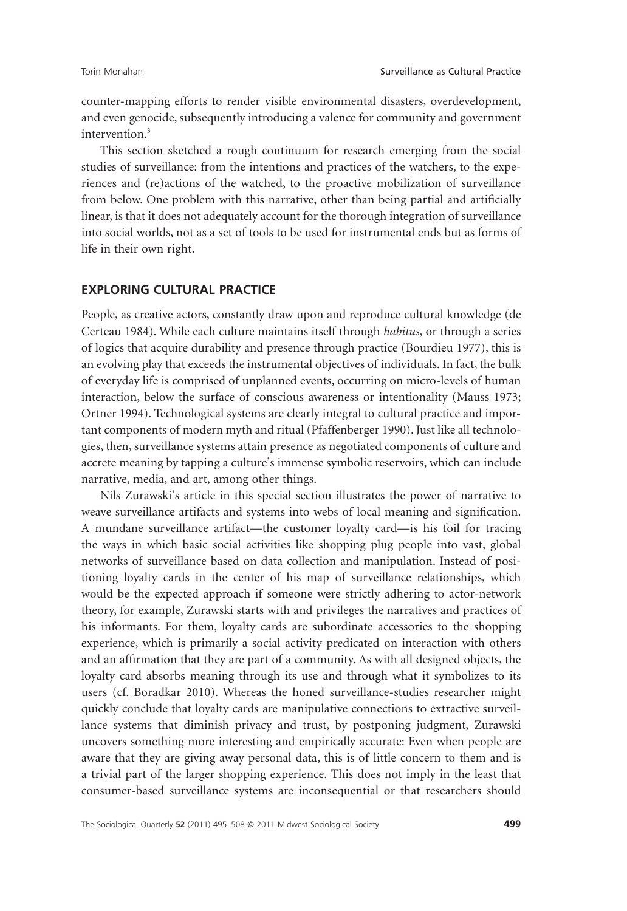counter-mapping efforts to render visible environmental disasters, overdevelopment, and even genocide, subsequently introducing a valence for community and government intervention.[3]

This section sketched a rough continuum for research emerging from the social studies of surveillance: from the intentions and practices of the watchers, to the experiences and (re)actions of the watched, to the proactive mobilization of surveillance from below. One problem with this narrative, other than being partial and artificially linear, is that it does not adequately account for the thorough integration of surveillance into social worlds, not as a set of tools to be used for instrumental ends but as forms of life in their own right.

## EXPLORING CULTURAL PRACTICE

People, as creative actors, constantly draw upon and reproduce cultural knowledge (de Certeau 1984). While each culture maintains itself through *habitus*, or through a series of logics that acquire durability and presence through practice (Bourdieu 1977), this is an evolving play that exceeds the instrumental objectives of individuals. In fact, the bulk of everyday life is comprised of unplanned events, occurring on micro-levels of human interaction, below the surface of conscious awareness or intentionality (Mauss 1973; Ortner 1994). Technological systems are clearly integral to cultural practice and important components of modern myth and ritual (Pfaffenberger 1990). Just like all technologies, then, surveillance systems attain presence as negotiated components of culture and accrete meaning by tapping a culture's immense symbolic reservoirs, which can include narrative, media, and art, among other things.

Nils Zurawski's article in this special section illustrates the power of narrative to weave surveillance artifacts and systems into webs of local meaning and signification. A mundane surveillance artifact—the customer loyalty card—is his foil for tracing the ways in which basic social activities like shopping plug people into vast, global networks of surveillance based on data collection and manipulation. Instead of positioning loyalty cards in the center of his map of surveillance relationships, which would be the expected approach if someone were strictly adhering to actor-network theory, for example, Zurawski starts with and privileges the narratives and practices of his informants. For them, loyalty cards are subordinate accessories to the shopping experience, which is primarily a social activity predicated on interaction with others and an affirmation that they are part of a community. As with all designed objects, the loyalty card absorbs meaning through its use and through what it symbolizes to its users (cf. Boradkar 2010). Whereas the honed surveillance-studies researcher might quickly conclude that loyalty cards are manipulative connections to extractive surveillance systems that diminish privacy and trust, by postponing judgment, Zurawski uncovers something more interesting and empirically accurate: Even when people are aware that they are giving away personal data, this is of little concern to them and is a trivial part of the larger shopping experience. This does not imply in the least that consumer-based surveillance systems are inconsequential or that researchers should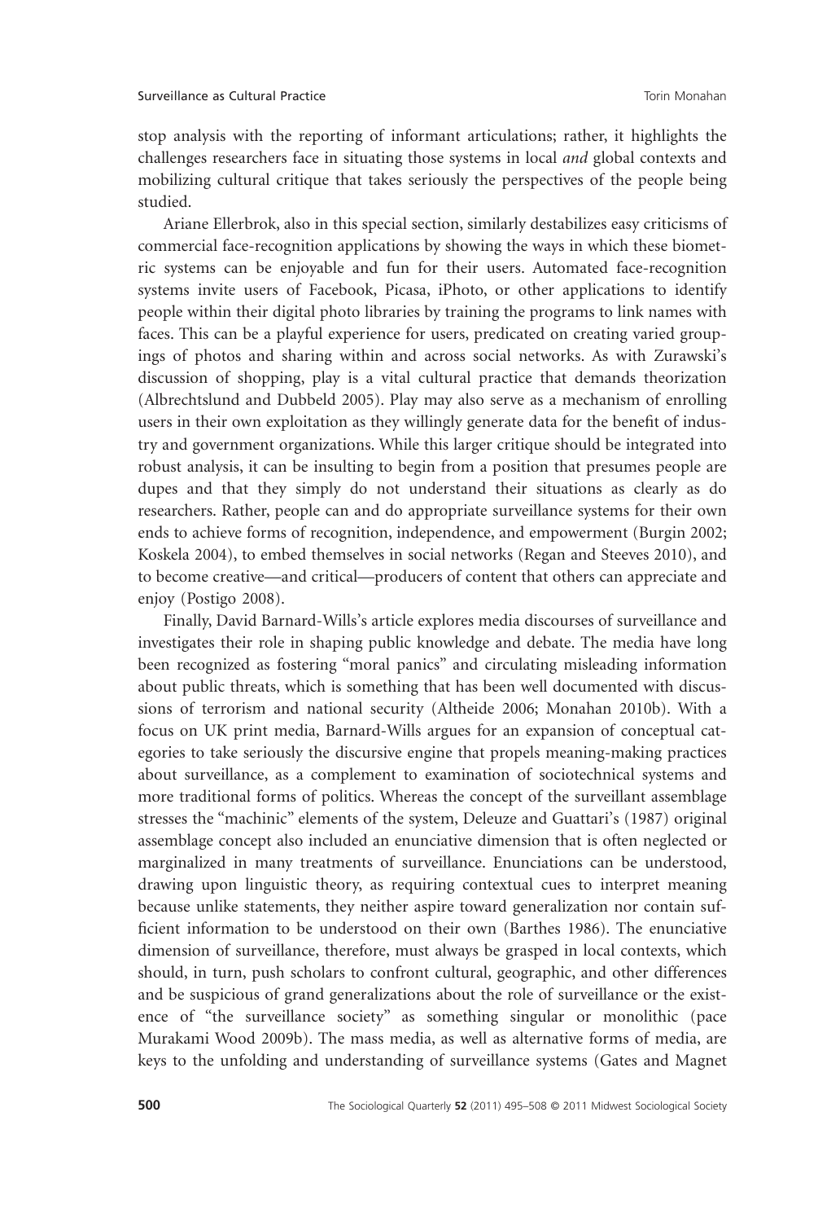stop analysis with the reporting of informant articulations; rather, it highlights the challenges researchers face in situating those systems in local *and* global contexts and mobilizing cultural critique that takes seriously the perspectives of the people being studied.

Ariane Ellerbrok, also in this special section, similarly destabilizes easy criticisms of commercial face-recognition applications by showing the ways in which these biometric systems can be enjoyable and fun for their users. Automated face-recognition systems invite users of Facebook, Picasa, iPhoto, or other applications to identify people within their digital photo libraries by training the programs to link names with faces. This can be a playful experience for users, predicated on creating varied groupings of photos and sharing within and across social networks. As with Zurawski's discussion of shopping, play is a vital cultural practice that demands theorization (Albrechtslund and Dubbeld 2005). Play may also serve as a mechanism of enrolling users in their own exploitation as they willingly generate data for the benefit of industry and government organizations. While this larger critique should be integrated into robust analysis, it can be insulting to begin from a position that presumes people are dupes and that they simply do not understand their situations as clearly as do researchers. Rather, people can and do appropriate surveillance systems for their own ends to achieve forms of recognition, independence, and empowerment (Burgin 2002; Koskela 2004), to embed themselves in social networks (Regan and Steeves 2010), and to become creative—and critical—producers of content that others can appreciate and enjoy (Postigo 2008).

Finally, David Barnard-Wills's article explores media discourses of surveillance and investigates their role in shaping public knowledge and debate. The media have long been recognized as fostering "moral panics" and circulating misleading information about public threats, which is something that has been well documented with discussions of terrorism and national security (Altheide 2006; Monahan 2010b). With a focus on UK print media, Barnard-Wills argues for an expansion of conceptual categories to take seriously the discursive engine that propels meaning-making practices about surveillance, as a complement to examination of sociotechnical systems and more traditional forms of politics. Whereas the concept of the surveillant assemblage stresses the "machinic" elements of the system, Deleuze and Guattari's (1987) original assemblage concept also included an enunciative dimension that is often neglected or marginalized in many treatments of surveillance. Enunciations can be understood, drawing upon linguistic theory, as requiring contextual cues to interpret meaning because unlike statements, they neither aspire toward generalization nor contain sufficient information to be understood on their own (Barthes 1986). The enunciative dimension of surveillance, therefore, must always be grasped in local contexts, which should, in turn, push scholars to confront cultural, geographic, and other differences and be suspicious of grand generalizations about the role of surveillance or the existence of "the surveillance society" as something singular or monolithic (pace Murakami Wood 2009b). The mass media, as well as alternative forms of media, are keys to the unfolding and understanding of surveillance systems (Gates and Magnet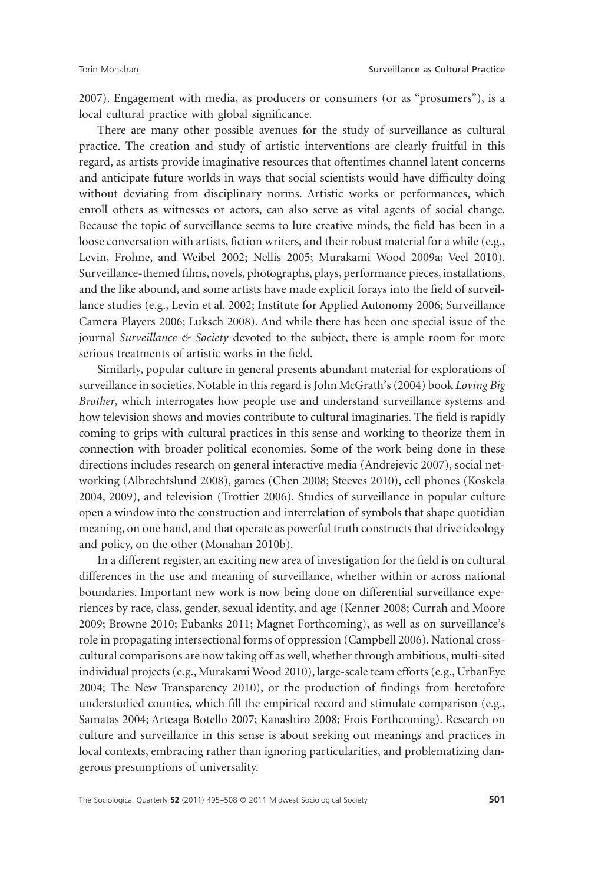2007). Engagement with media, as producers or consumers (or as "prosumers"), is a local cultural practice with global significance.

There are many other possible avenues for the study of surveillance as cultural practice. The creation and study of artistic interventions are clearly fruitful in this regard, as artists provide imaginative resources that oftentimes channel latent concerns and anticipate future worlds in ways that social scientists would have difficulty doing without deviating from disciplinary norms. Artistic works or performances, which enroll others as witnesses or actors, can also serve as vital agents of social change. Because the topic of surveillance seems to lure creative minds, the field has been in a loose conversation with artists, fiction writers, and their robust material for a while (e.g., Levin, Frohne, and Weibel 2002; Nellis 2005; Murakami Wood 2009a; Veel 2010). Surveillance-themed films, novels, photographs, plays, performance pieces, installations, and the like abound, and some artists have made explicit forays into the field of surveillance studies (e.g., Levin et al. 2002; Institute for Applied Autonomy 2006; Surveillance Camera Players 2006; Luksch 2008). And while there has been one special issue of the journal *Surveillance & Society* devoted to the subject, there is ample room for more serious treatments of artistic works in the field.

Similarly, popular culture in general presents abundant material for explorations of surveillance in societies. Notable in this regard is John McGrath's (2004) book *Loving Big Brother*, which interrogates how people use and understand surveillance systems and how television shows and movies contribute to cultural imaginaries. The field is rapidly coming to grips with cultural practices in this sense and working to theorize them in connection with broader political economies. Some of the work being done in these directions includes research on general interactive media (Andrejevic 2007), social networking (Albrechtslund 2008), games (Chen 2008; Steeves 2010), cell phones (Koskela 2004, 2009), and television (Trottier 2006). Studies of surveillance in popular culture open a window into the construction and interrelation of symbols that shape quotidian meaning, on one hand, and that operate as powerful truth constructs that drive ideology and policy, on the other (Monahan 2010b).

In a different register, an exciting new area of investigation for the field is on cultural differences in the use and meaning of surveillance, whether within or across national boundaries. Important new work is now being done on differential surveillance experiences by race, class, gender, sexual identity, and age (Kenner 2008; Currah and Moore 2009; Browne 2010; Eubanks 2011; Magnet Forthcoming), as well as on surveillance's role in propagating intersectional forms of oppression (Campbell 2006). National cross-cultural comparisons are now taking off as well, whether through ambitious, multi-sited individual projects (e.g., Murakami Wood 2010), large-scale team efforts (e.g., UrbanEye 2004; The New Transparency 2010), or the production of findings from heretofore understudied counties, which fill the empirical record and stimulate comparison (e.g., Samatas 2004; Arteaga Botello 2007; Kanashiro 2008; Frois Forthcoming). Research on culture and surveillance in this sense is about seeking out meanings and practices in local contexts, embracing rather than ignoring particularities, and problematizing dangerous presumptions of universality.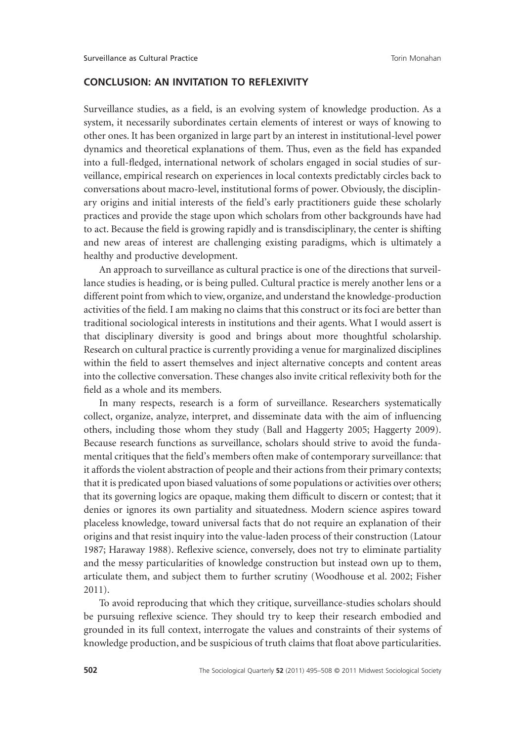## CONCLUSION: AN INVITATION TO REFLEXIVITY

Surveillance studies, as a field, is an evolving system of knowledge production. As a system, it necessarily subordinates certain elements of interest or ways of knowing to other ones. It has been organized in large part by an interest in institutional-level power dynamics and theoretical explanations of them. Thus, even as the field has expanded into a full-fledged, international network of scholars engaged in social studies of surveillance, empirical research on experiences in local contexts predictably circles back to conversations about macro-level, institutional forms of power. Obviously, the disciplinary origins and initial interests of the field's early practitioners guide these scholarly practices and provide the stage upon which scholars from other backgrounds have had to act. Because the field is growing rapidly and is transdisciplinary, the center is shifting and new areas of interest are challenging existing paradigms, which is ultimately a healthy and productive development.

An approach to surveillance as cultural practice is one of the directions that surveillance studies is heading, or is being pulled. Cultural practice is merely another lens or a different point from which to view, organize, and understand the knowledge-production activities of the field. I am making no claims that this construct or its foci are better than traditional sociological interests in institutions and their agents. What I would assert is that disciplinary diversity is good and brings about more thoughtful scholarship. Research on cultural practice is currently providing a venue for marginalized disciplines within the field to assert themselves and inject alternative concepts and content areas into the collective conversation. These changes also invite critical reflexivity both for the field as a whole and its members.

In many respects, research is a form of surveillance. Researchers systematically collect, organize, analyze, interpret, and disseminate data with the aim of influencing others, including those whom they study (Ball and Haggerty 2005; Haggerty 2009). Because research functions as surveillance, scholars should strive to avoid the fundamental critiques that the field's members often make of contemporary surveillance: that it affords the violent abstraction of people and their actions from their primary contexts; that it is predicated upon biased valuations of some populations or activities over others; that its governing logics are opaque, making them difficult to discern or contest; that it denies or ignores its own partiality and situatedness. Modern science aspires toward placeless knowledge, toward universal facts that do not require an explanation of their origins and that resist inquiry into the value-laden process of their construction (Latour 1987; Haraway 1988). Reflexive science, conversely, does not try to eliminate partiality and the messy particularities of knowledge construction but instead own up to them, articulate them, and subject them to further scrutiny (Woodhouse et al. 2002; Fisher 2011).

To avoid reproducing that which they critique, surveillance-studies scholars should be pursuing reflexive science. They should try to keep their research embodied and grounded in its full context, interrogate the values and constraints of their systems of knowledge production, and be suspicious of truth claims that float above particularities.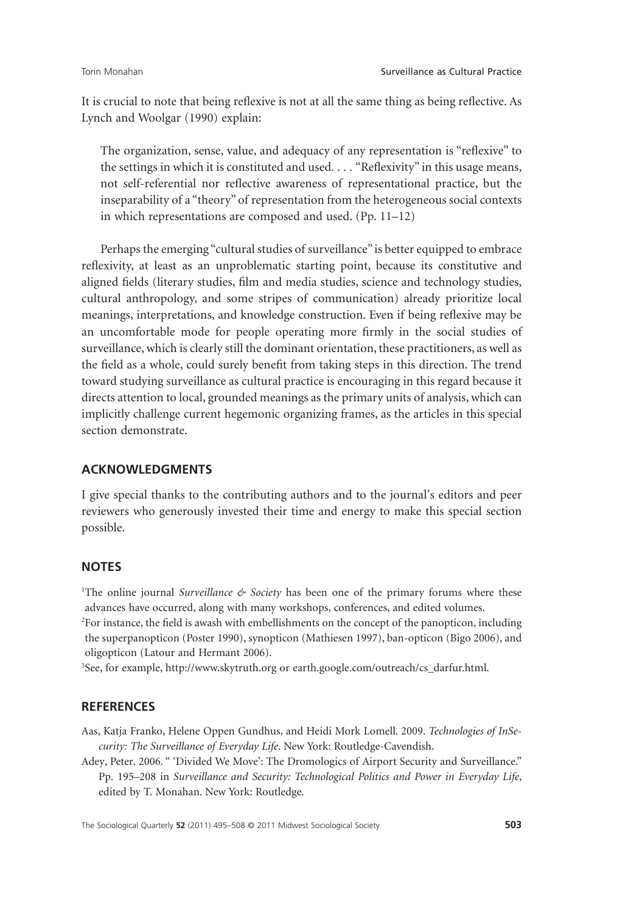It is crucial to note that being reflexive is not at all the same thing as being reflective. As Lynch and Woolgar (1990) explain:

> The organization, sense, value, and adequacy of any representation is "reflexive" to the settings in which it is constituted and used. . . . "Reflexivity" in this usage means, not self-referential nor reflective awareness of representational practice, but the inseparability of a "theory" of representation from the heterogeneous social contexts in which representations are composed and used. (Pp. 11–12)

Perhaps the emerging "cultural studies of surveillance" is better equipped to embrace reflexivity, at least as an unproblematic starting point, because its constitutive and aligned fields (literary studies, film and media studies, science and technology studies, cultural anthropology, and some stripes of communication) already prioritize local meanings, interpretations, and knowledge construction. Even if being reflexive may be an uncomfortable mode for people operating more firmly in the social studies of surveillance, which is clearly still the dominant orientation, these practitioners, as well as the field as a whole, could surely benefit from taking steps in this direction. The trend toward studying surveillance as cultural practice is encouraging in this regard because it directs attention to local, grounded meanings as the primary units of analysis, which can implicitly challenge current hegemonic organizing frames, as the articles in this special section demonstrate.

## ACKNOWLEDGMENTS

I give special thanks to the contributing authors and to the journal's editors and peer reviewers who generously invested their time and energy to make this special section possible.

## NOTES

[1]The online journal *Surveillance & Society* has been one of the primary forums where these advances have occurred, along with many workshops, conferences, and edited volumes.

[2]For instance, the field is awash with embellishments on the concept of the panopticon, including the superpanopticon (Poster 1990), synopticon (Mathiesen 1997), ban-opticon (Bigo 2006), and oligopticon (Latour and Hermant 2006).

[3]See, for example, http://www.skytruth.org or earth.google.com/outreach/cs_darfur.html.

## REFERENCES

Aas, Katja Franko, Helene Oppen Gundhus, and Heidi Mork Lomell. 2009. *Technologies of InSecurity: The Surveillance of Everyday Life*. New York: Routledge-Cavendish.

Adey, Peter. 2006. " 'Divided We Move': The Dromologics of Airport Security and Surveillance." Pp. 195–208 in *Surveillance and Security: Technological Politics and Power in Everyday Life*, edited by T. Monahan. New York: Routledge.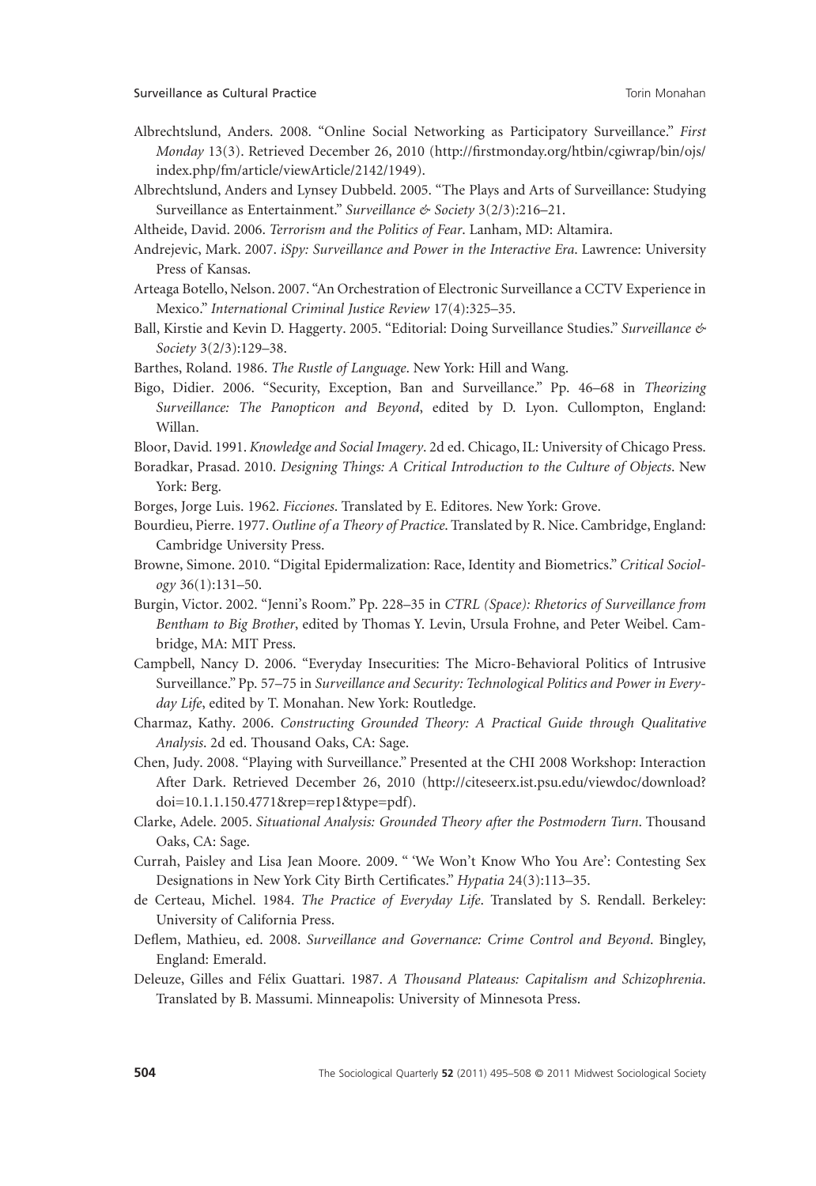Albrechtslund, Anders. 2008. "Online Social Networking as Participatory Surveillance." *First Monday* 13(3). Retrieved December 26, 2010 (http://firstmonday.org/htbin/cgiwrap/bin/ojs/index.php/fm/article/viewArticle/2142/1949).

Albrechtslund, Anders and Lynsey Dubbeld. 2005. "The Plays and Arts of Surveillance: Studying Surveillance as Entertainment." *Surveillance & Society* 3(2/3):216–21.

Altheide, David. 2006. *Terrorism and the Politics of Fear*. Lanham, MD: Altamira.

Andrejevic, Mark. 2007. *iSpy: Surveillance and Power in the Interactive Era*. Lawrence: University Press of Kansas.

Arteaga Botello, Nelson. 2007. "An Orchestration of Electronic Surveillance a CCTV Experience in Mexico." *International Criminal Justice Review* 17(4):325–35.

Ball, Kirstie and Kevin D. Haggerty. 2005. "Editorial: Doing Surveillance Studies." *Surveillance & Society* 3(2/3):129–38.

Barthes, Roland. 1986. *The Rustle of Language*. New York: Hill and Wang.

Bigo, Didier. 2006. "Security, Exception, Ban and Surveillance." Pp. 46–68 in *Theorizing Surveillance: The Panopticon and Beyond*, edited by D. Lyon. Cullompton, England: Willan.

Bloor, David. 1991. *Knowledge and Social Imagery*. 2d ed. Chicago, IL: University of Chicago Press.

Boradkar, Prasad. 2010. *Designing Things: A Critical Introduction to the Culture of Objects*. New York: Berg.

Borges, Jorge Luis. 1962. *Ficciones*. Translated by E. Editores. New York: Grove.

Bourdieu, Pierre. 1977. *Outline of a Theory of Practice*. Translated by R. Nice. Cambridge, England: Cambridge University Press.

Browne, Simone. 2010. "Digital Epidermalization: Race, Identity and Biometrics." *Critical Sociology* 36(1):131–50.

Burgin, Victor. 2002. "Jenni's Room." Pp. 228–35 in *CTRL (Space): Rhetorics of Surveillance from Bentham to Big Brother*, edited by Thomas Y. Levin, Ursula Frohne, and Peter Weibel. Cambridge, MA: MIT Press.

Campbell, Nancy D. 2006. "Everyday Insecurities: The Micro-Behavioral Politics of Intrusive Surveillance." Pp. 57–75 in *Surveillance and Security: Technological Politics and Power in Everyday Life*, edited by T. Monahan. New York: Routledge.

Charmaz, Kathy. 2006. *Constructing Grounded Theory: A Practical Guide through Qualitative Analysis*. 2d ed. Thousand Oaks, CA: Sage.

Chen, Judy. 2008. "Playing with Surveillance." Presented at the CHI 2008 Workshop: Interaction After Dark. Retrieved December 26, 2010 (http://citeseerx.ist.psu.edu/viewdoc/download?doi=10.1.1.150.4771&rep=rep1&type=pdf).

Clarke, Adele. 2005. *Situational Analysis: Grounded Theory after the Postmodern Turn*. Thousand Oaks, CA: Sage.

Currah, Paisley and Lisa Jean Moore. 2009. " 'We Won't Know Who You Are': Contesting Sex Designations in New York City Birth Certificates." *Hypatia* 24(3):113–35.

de Certeau, Michel. 1984. *The Practice of Everyday Life*. Translated by S. Rendall. Berkeley: University of California Press.

Deflem, Mathieu, ed. 2008. *Surveillance and Governance: Crime Control and Beyond*. Bingley, England: Emerald.

Deleuze, Gilles and Félix Guattari. 1987. *A Thousand Plateaus: Capitalism and Schizophrenia*. Translated by B. Massumi. Minneapolis: University of Minnesota Press.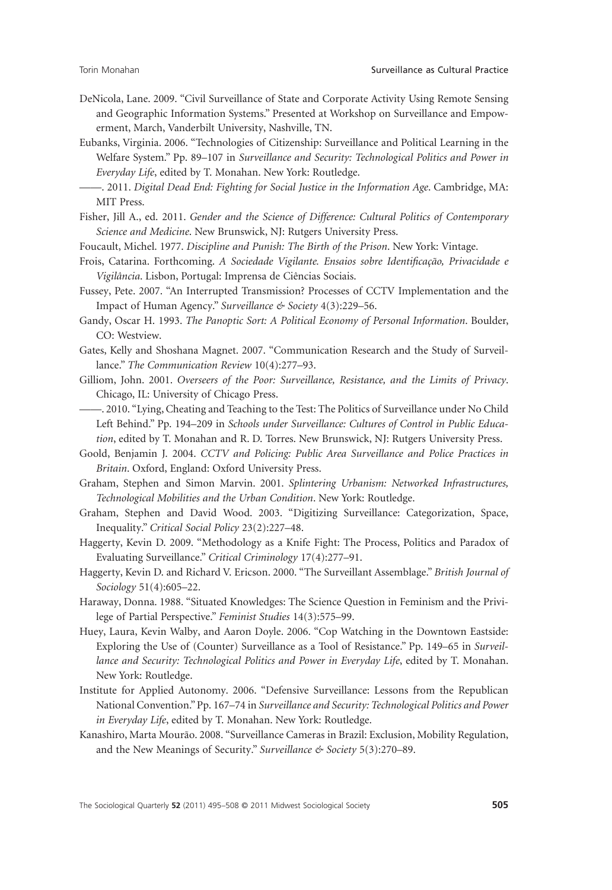DeNicola, Lane. 2009. "Civil Surveillance of State and Corporate Activity Using Remote Sensing and Geographic Information Systems." Presented at Workshop on Surveillance and Empowerment, March, Vanderbilt University, Nashville, TN.

Eubanks, Virginia. 2006. "Technologies of Citizenship: Surveillance and Political Learning in the Welfare System." Pp. 89–107 in *Surveillance and Security: Technological Politics and Power in Everyday Life*, edited by T. Monahan. New York: Routledge.

——. 2011. *Digital Dead End: Fighting for Social Justice in the Information Age*. Cambridge, MA: MIT Press.

Fisher, Jill A., ed. 2011. *Gender and the Science of Difference: Cultural Politics of Contemporary Science and Medicine*. New Brunswick, NJ: Rutgers University Press.

Foucault, Michel. 1977. *Discipline and Punish: The Birth of the Prison*. New York: Vintage.

Frois, Catarina. Forthcoming. *A Sociedade Vigilante. Ensaios sobre Identificação, Privacidade e Vigilância*. Lisbon, Portugal: Imprensa de Ciências Sociais.

Fussey, Pete. 2007. "An Interrupted Transmission? Processes of CCTV Implementation and the Impact of Human Agency." *Surveillance & Society* 4(3):229–56.

Gandy, Oscar H. 1993. *The Panoptic Sort: A Political Economy of Personal Information*. Boulder, CO: Westview.

Gates, Kelly and Shoshana Magnet. 2007. "Communication Research and the Study of Surveillance." *The Communication Review* 10(4):277–93.

Gilliom, John. 2001. *Overseers of the Poor: Surveillance, Resistance, and the Limits of Privacy*. Chicago, IL: University of Chicago Press.

——. 2010. "Lying, Cheating and Teaching to the Test: The Politics of Surveillance under No Child Left Behind." Pp. 194–209 in *Schools under Surveillance: Cultures of Control in Public Education*, edited by T. Monahan and R. D. Torres. New Brunswick, NJ: Rutgers University Press.

Goold, Benjamin J. 2004. *CCTV and Policing: Public Area Surveillance and Police Practices in Britain*. Oxford, England: Oxford University Press.

Graham, Stephen and Simon Marvin. 2001. *Splintering Urbanism: Networked Infrastructures, Technological Mobilities and the Urban Condition*. New York: Routledge.

Graham, Stephen and David Wood. 2003. "Digitizing Surveillance: Categorization, Space, Inequality." *Critical Social Policy* 23(2):227–48.

Haggerty, Kevin D. 2009. "Methodology as a Knife Fight: The Process, Politics and Paradox of Evaluating Surveillance." *Critical Criminology* 17(4):277–91.

Haggerty, Kevin D. and Richard V. Ericson. 2000. "The Surveillant Assemblage." *British Journal of Sociology* 51(4):605–22.

Haraway, Donna. 1988. "Situated Knowledges: The Science Question in Feminism and the Privilege of Partial Perspective." *Feminist Studies* 14(3):575–99.

Huey, Laura, Kevin Walby, and Aaron Doyle. 2006. "Cop Watching in the Downtown Eastside: Exploring the Use of (Counter) Surveillance as a Tool of Resistance." Pp. 149–65 in *Surveillance and Security: Technological Politics and Power in Everyday Life*, edited by T. Monahan. New York: Routledge.

Institute for Applied Autonomy. 2006. "Defensive Surveillance: Lessons from the Republican National Convention." Pp. 167–74 in *Surveillance and Security: Technological Politics and Power in Everyday Life*, edited by T. Monahan. New York: Routledge.

Kanashiro, Marta Mourão. 2008. "Surveillance Cameras in Brazil: Exclusion, Mobility Regulation, and the New Meanings of Security." *Surveillance & Society* 5(3):270–89.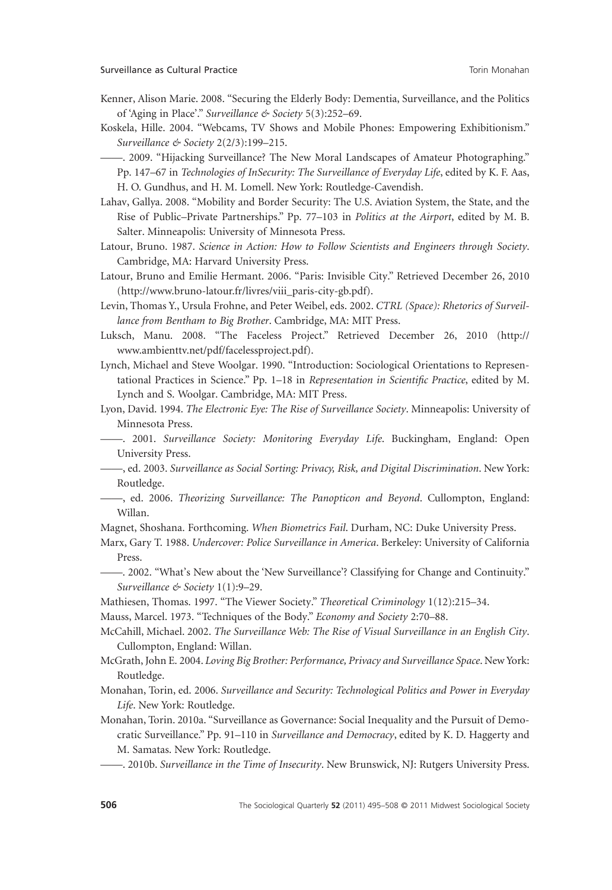Kenner, Alison Marie. 2008. "Securing the Elderly Body: Dementia, Surveillance, and the Politics of 'Aging in Place'." *Surveillance & Society* 5(3):252–69.

Koskela, Hille. 2004. "Webcams, TV Shows and Mobile Phones: Empowering Exhibitionism." *Surveillance & Society* 2(2/3):199–215.

——. 2009. "Hijacking Surveillance? The New Moral Landscapes of Amateur Photographing." Pp. 147–67 in *Technologies of InSecurity: The Surveillance of Everyday Life*, edited by K. F. Aas, H. O. Gundhus, and H. M. Lomell. New York: Routledge-Cavendish.

Lahav, Gallya. 2008. "Mobility and Border Security: The U.S. Aviation System, the State, and the Rise of Public–Private Partnerships." Pp. 77–103 in *Politics at the Airport*, edited by M. B. Salter. Minneapolis: University of Minnesota Press.

Latour, Bruno. 1987. *Science in Action: How to Follow Scientists and Engineers through Society*. Cambridge, MA: Harvard University Press.

Latour, Bruno and Emilie Hermant. 2006. "Paris: Invisible City." Retrieved December 26, 2010 (http://www.bruno-latour.fr/livres/viii_paris-city-gb.pdf).

Levin, Thomas Y., Ursula Frohne, and Peter Weibel, eds. 2002. *CTRL (Space): Rhetorics of Surveillance from Bentham to Big Brother*. Cambridge, MA: MIT Press.

Luksch, Manu. 2008. "The Faceless Project." Retrieved December 26, 2010 (http://www.ambienttv.net/pdf/facelessproject.pdf).

Lynch, Michael and Steve Woolgar. 1990. "Introduction: Sociological Orientations to Representational Practices in Science." Pp. 1–18 in *Representation in Scientific Practice*, edited by M. Lynch and S. Woolgar. Cambridge, MA: MIT Press.

Lyon, David. 1994. *The Electronic Eye: The Rise of Surveillance Society*. Minneapolis: University of Minnesota Press.

——. 2001. *Surveillance Society: Monitoring Everyday Life*. Buckingham, England: Open University Press.

——, ed. 2003. *Surveillance as Social Sorting: Privacy, Risk, and Digital Discrimination*. New York: Routledge.

——, ed. 2006. *Theorizing Surveillance: The Panopticon and Beyond*. Cullompton, England: Willan.

Magnet, Shoshana. Forthcoming. *When Biometrics Fail*. Durham, NC: Duke University Press.

Marx, Gary T. 1988. *Undercover: Police Surveillance in America*. Berkeley: University of California Press.

——. 2002. "What's New about the 'New Surveillance'? Classifying for Change and Continuity." *Surveillance & Society* 1(1):9–29.

Mathiesen, Thomas. 1997. "The Viewer Society." *Theoretical Criminology* 1(12):215–34.

Mauss, Marcel. 1973. "Techniques of the Body." *Economy and Society* 2:70–88.

McCahill, Michael. 2002. *The Surveillance Web: The Rise of Visual Surveillance in an English City*. Cullompton, England: Willan.

McGrath, John E. 2004. *Loving Big Brother: Performance, Privacy and Surveillance Space*. New York: Routledge.

Monahan, Torin, ed. 2006. *Surveillance and Security: Technological Politics and Power in Everyday Life*. New York: Routledge.

Monahan, Torin. 2010a. "Surveillance as Governance: Social Inequality and the Pursuit of Democratic Surveillance." Pp. 91–110 in *Surveillance and Democracy*, edited by K. D. Haggerty and M. Samatas. New York: Routledge.

——. 2010b. *Surveillance in the Time of Insecurity*. New Brunswick, NJ: Rutgers University Press.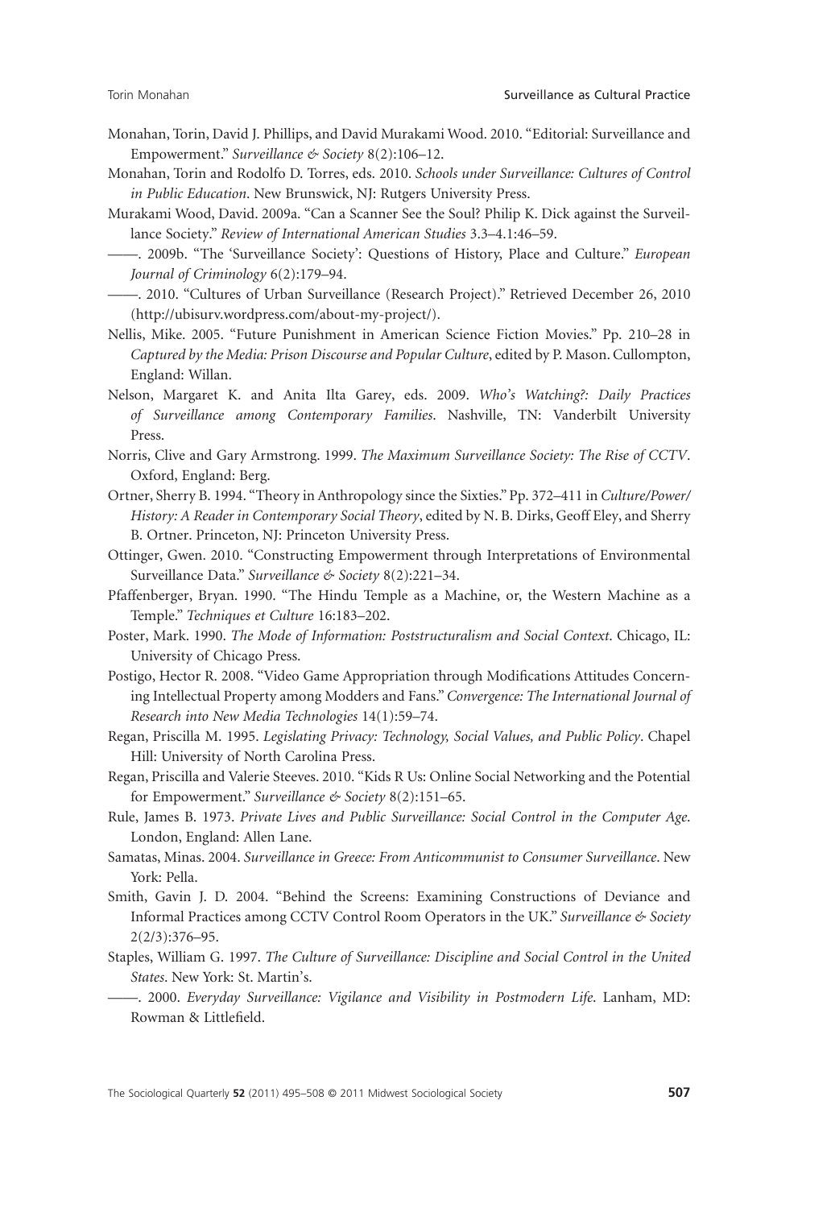Monahan, Torin, David J. Phillips, and David Murakami Wood. 2010. "Editorial: Surveillance and Empowerment." *Surveillance & Society* 8(2):106–12.

Monahan, Torin and Rodolfo D. Torres, eds. 2010. *Schools under Surveillance: Cultures of Control in Public Education*. New Brunswick, NJ: Rutgers University Press.

Murakami Wood, David. 2009a. "Can a Scanner See the Soul? Philip K. Dick against the Surveillance Society." *Review of International American Studies* 3.3–4.1:46–59.

——. 2009b. "The 'Surveillance Society': Questions of History, Place and Culture." *European Journal of Criminology* 6(2):179–94.

——. 2010. "Cultures of Urban Surveillance (Research Project)." Retrieved December 26, 2010 (http://ubisurv.wordpress.com/about-my-project/).

Nellis, Mike. 2005. "Future Punishment in American Science Fiction Movies." Pp. 210–28 in *Captured by the Media: Prison Discourse and Popular Culture*, edited by P. Mason. Cullompton, England: Willan.

Nelson, Margaret K. and Anita Ilta Garey, eds. 2009. *Who's Watching?: Daily Practices of Surveillance among Contemporary Families*. Nashville, TN: Vanderbilt University Press.

Norris, Clive and Gary Armstrong. 1999. *The Maximum Surveillance Society: The Rise of CCTV*. Oxford, England: Berg.

Ortner, Sherry B. 1994. "Theory in Anthropology since the Sixties." Pp. 372–411 in *Culture/Power/History: A Reader in Contemporary Social Theory*, edited by N. B. Dirks, Geoff Eley, and Sherry B. Ortner. Princeton, NJ: Princeton University Press.

Ottinger, Gwen. 2010. "Constructing Empowerment through Interpretations of Environmental Surveillance Data." *Surveillance & Society* 8(2):221–34.

Pfaffenberger, Bryan. 1990. "The Hindu Temple as a Machine, or, the Western Machine as a Temple." *Techniques et Culture* 16:183–202.

Poster, Mark. 1990. *The Mode of Information: Poststructuralism and Social Context*. Chicago, IL: University of Chicago Press.

Postigo, Hector R. 2008. "Video Game Appropriation through Modifications Attitudes Concerning Intellectual Property among Modders and Fans." *Convergence: The International Journal of Research into New Media Technologies* 14(1):59–74.

Regan, Priscilla M. 1995. *Legislating Privacy: Technology, Social Values, and Public Policy*. Chapel Hill: University of North Carolina Press.

Regan, Priscilla and Valerie Steeves. 2010. "Kids R Us: Online Social Networking and the Potential for Empowerment." *Surveillance & Society* 8(2):151–65.

Rule, James B. 1973. *Private Lives and Public Surveillance: Social Control in the Computer Age*. London, England: Allen Lane.

Samatas, Minas. 2004. *Surveillance in Greece: From Anticommunist to Consumer Surveillance*. New York: Pella.

Smith, Gavin J. D. 2004. "Behind the Screens: Examining Constructions of Deviance and Informal Practices among CCTV Control Room Operators in the UK." *Surveillance & Society* 2(2/3):376–95.

Staples, William G. 1997. *The Culture of Surveillance: Discipline and Social Control in the United States*. New York: St. Martin's.

——. 2000. *Everyday Surveillance: Vigilance and Visibility in Postmodern Life*. Lanham, MD: Rowman & Littlefield.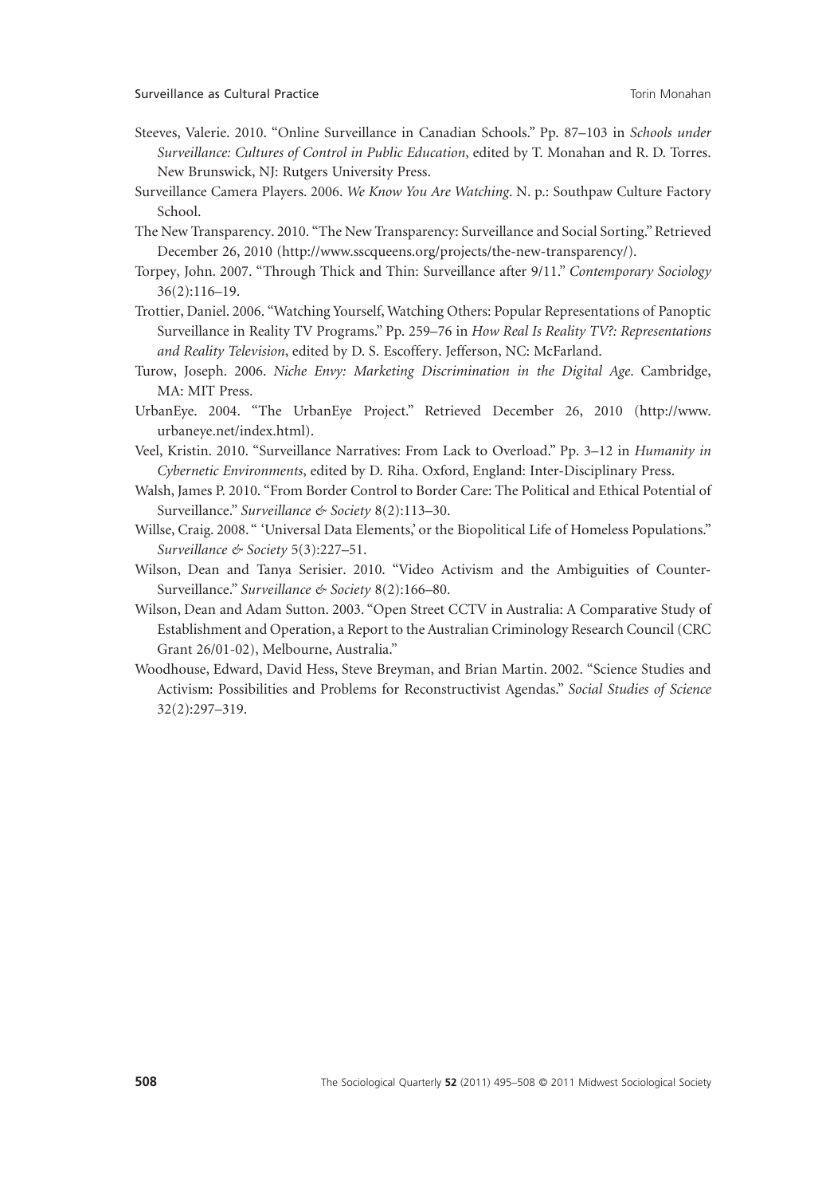Steeves, Valerie. 2010. "Online Surveillance in Canadian Schools." Pp. 87–103 in *Schools under Surveillance: Cultures of Control in Public Education*, edited by T. Monahan and R. D. Torres. New Brunswick, NJ: Rutgers University Press.

Surveillance Camera Players. 2006. *We Know You Are Watching*. N. p.: Southpaw Culture Factory School.

The New Transparency. 2010. "The New Transparency: Surveillance and Social Sorting." Retrieved December 26, 2010 (http://www.sscqueens.org/projects/the-new-transparency/).

Torpey, John. 2007. "Through Thick and Thin: Surveillance after 9/11." *Contemporary Sociology* 36(2):116–19.

Trottier, Daniel. 2006. "Watching Yourself, Watching Others: Popular Representations of Panoptic Surveillance in Reality TV Programs." Pp. 259–76 in *How Real Is Reality TV?: Representations and Reality Television*, edited by D. S. Escoffery. Jefferson, NC: McFarland.

Turow, Joseph. 2006. *Niche Envy: Marketing Discrimination in the Digital Age*. Cambridge, MA: MIT Press.

UrbanEye. 2004. "The UrbanEye Project." Retrieved December 26, 2010 (http://www.urbaneye.net/index.html).

Veel, Kristin. 2010. "Surveillance Narratives: From Lack to Overload." Pp. 3–12 in *Humanity in Cybernetic Environments*, edited by D. Riha. Oxford, England: Inter-Disciplinary Press.

Walsh, James P. 2010. "From Border Control to Border Care: The Political and Ethical Potential of Surveillance." *Surveillance & Society* 8(2):113–30.

Willse, Craig. 2008. " 'Universal Data Elements,' or the Biopolitical Life of Homeless Populations." *Surveillance & Society* 5(3):227–51.

Wilson, Dean and Tanya Serisier. 2010. "Video Activism and the Ambiguities of Counter-Surveillance." *Surveillance & Society* 8(2):166–80.

Wilson, Dean and Adam Sutton. 2003. "Open Street CCTV in Australia: A Comparative Study of Establishment and Operation, a Report to the Australian Criminology Research Council (CRC Grant 26/01-02), Melbourne, Australia."

Woodhouse, Edward, David Hess, Steve Breyman, and Brian Martin. 2002. "Science Studies and Activism: Possibilities and Problems for Reconstructivist Agendas." *Social Studies of Science* 32(2):297–319.